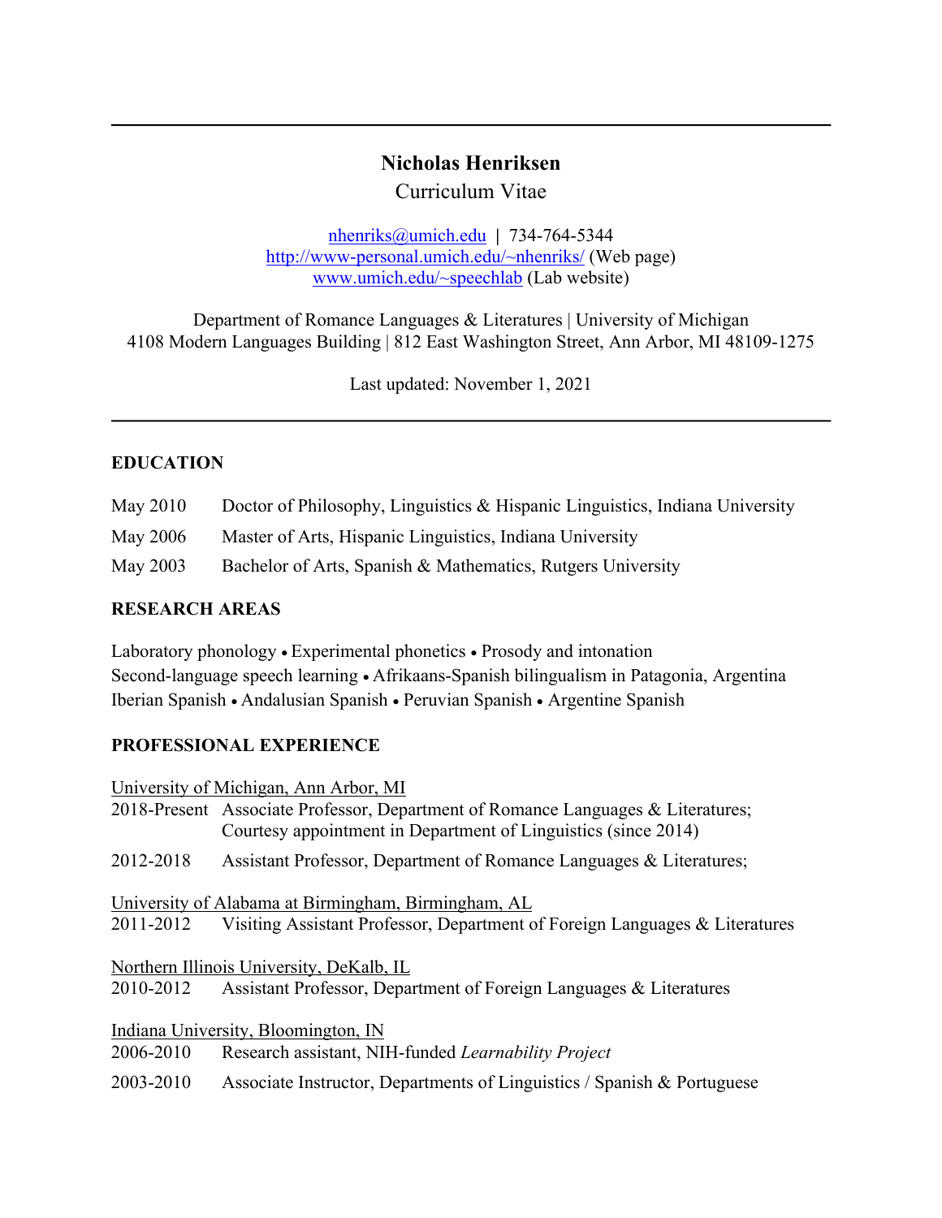# Nicholas Henriksen

Curriculum Vitae

nhenriks@umich.edu | 734-764-5344
http://www-personal.umich.edu/~nhenriks/ (Web page)
www.umich.edu/~speechlab (Lab website)

Department of Romance Languages & Literatures | University of Michigan
4108 Modern Languages Building | 812 East Washington Street, Ann Arbor, MI 48109-1275

Last updated: November 1, 2021

## EDUCATION

May 2010 Doctor of Philosophy, Linguistics & Hispanic Linguistics, Indiana University

May 2006 Master of Arts, Hispanic Linguistics, Indiana University

May 2003 Bachelor of Arts, Spanish & Mathematics, Rutgers University

## RESEARCH AREAS

Laboratory phonology • Experimental phonetics • Prosody and intonation
Second-language speech learning • Afrikaans-Spanish bilingualism in Patagonia, Argentina
Iberian Spanish • Andalusian Spanish • Peruvian Spanish • Argentine Spanish

## PROFESSIONAL EXPERIENCE

University of Michigan, Ann Arbor, MI

2018-Present Associate Professor, Department of Romance Languages & Literatures; Courtesy appointment in Department of Linguistics (since 2014)

2012-2018 Assistant Professor, Department of Romance Languages & Literatures;

University of Alabama at Birmingham, Birmingham, AL

2011-2012 Visiting Assistant Professor, Department of Foreign Languages & Literatures

Northern Illinois University, DeKalb, IL

2010-2012 Assistant Professor, Department of Foreign Languages & Literatures

Indiana University, Bloomington, IN

2006-2010 Research assistant, NIH-funded *Learnability Project*

2003-2010 Associate Instructor, Departments of Linguistics / Spanish & Portuguese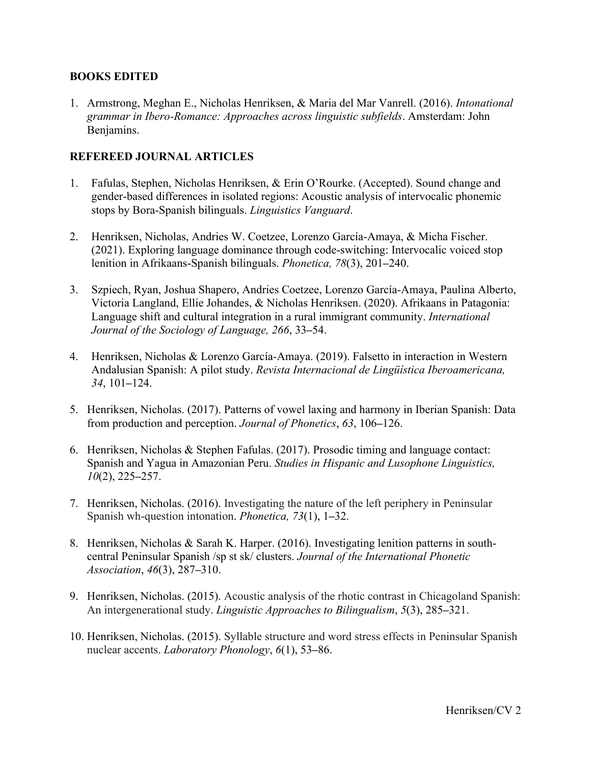## BOOKS EDITED

1. Armstrong, Meghan E., Nicholas Henriksen, & Maria del Mar Vanrell. (2016). *Intonational grammar in Ibero-Romance: Approaches across linguistic subfields*. Amsterdam: John Benjamins.

## REFEREED JOURNAL ARTICLES

1. Fafulas, Stephen, Nicholas Henriksen, & Erin O'Rourke. (Accepted). Sound change and gender-based differences in isolated regions: Acoustic analysis of intervocalic phonemic stops by Bora-Spanish bilinguals. *Linguistics Vanguard*.

2. Henriksen, Nicholas, Andries W. Coetzee, Lorenzo García-Amaya, & Micha Fischer. (2021). Exploring language dominance through code-switching: Intervocalic voiced stop lenition in Afrikaans-Spanish bilinguals. *Phonetica, 78*(3), 201–240.

3. Szpiech, Ryan, Joshua Shapero, Andries Coetzee, Lorenzo García-Amaya, Paulina Alberto, Victoria Langland, Ellie Johandes, & Nicholas Henriksen. (2020). Afrikaans in Patagonia: Language shift and cultural integration in a rural immigrant community. *International Journal of the Sociology of Language, 266*, 33–54.

4. Henriksen, Nicholas & Lorenzo García-Amaya. (2019). Falsetto in interaction in Western Andalusian Spanish: A pilot study. *Revista Internacional de Lingüística Iberoamericana, 34*, 101–124.

5. Henriksen, Nicholas. (2017). Patterns of vowel laxing and harmony in Iberian Spanish: Data from production and perception. *Journal of Phonetics*, *63*, 106–126.

6. Henriksen, Nicholas & Stephen Fafulas. (2017). Prosodic timing and language contact: Spanish and Yagua in Amazonian Peru. *Studies in Hispanic and Lusophone Linguistics, 10*(2), 225–257.

7. Henriksen, Nicholas. (2016). Investigating the nature of the left periphery in Peninsular Spanish wh-question intonation. *Phonetica, 73*(1), 1–32.

8. Henriksen, Nicholas & Sarah K. Harper. (2016). Investigating lenition patterns in south-central Peninsular Spanish /sp st sk/ clusters. *Journal of the International Phonetic Association*, *46*(3), 287–310.

9. Henriksen, Nicholas. (2015). Acoustic analysis of the rhotic contrast in Chicagoland Spanish: An intergenerational study. *Linguistic Approaches to Bilingualism*, *5*(3), 285–321.

10. Henriksen, Nicholas. (2015). Syllable structure and word stress effects in Peninsular Spanish nuclear accents. *Laboratory Phonology*, *6*(1), 53–86.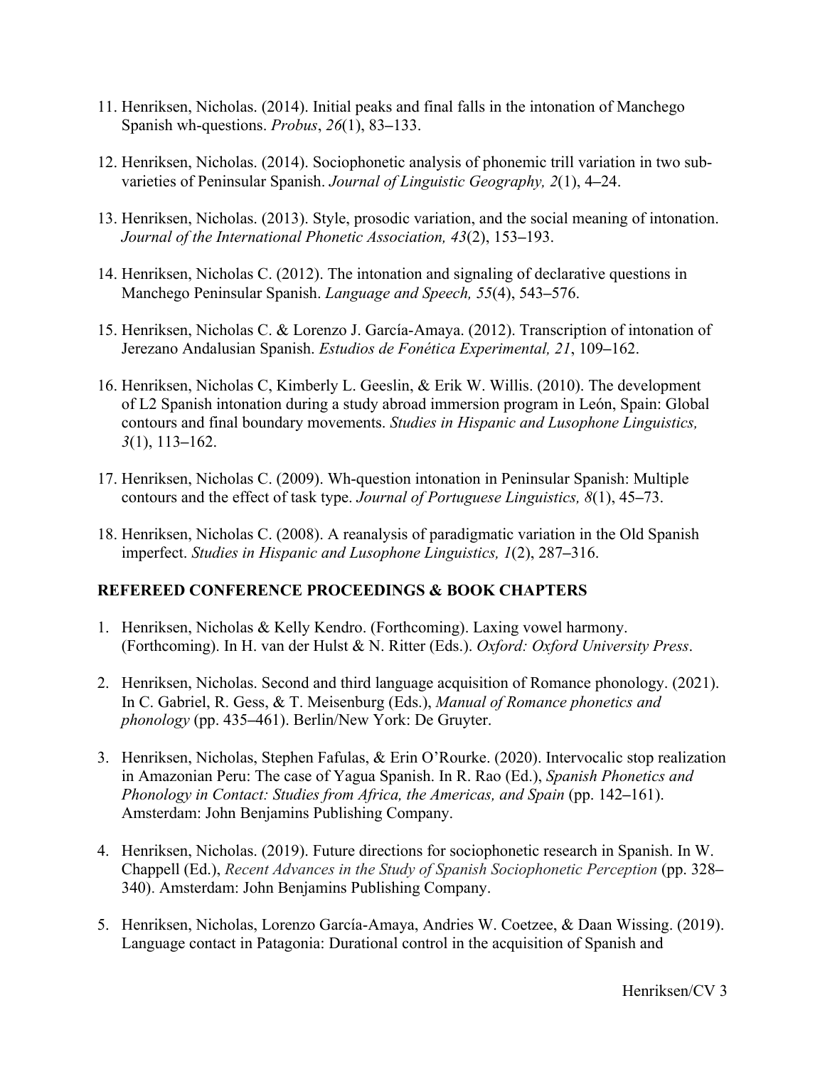11. Henriksen, Nicholas. (2014). Initial peaks and final falls in the intonation of Manchego Spanish wh-questions. *Probus*, *26*(1), 83–133.

12. Henriksen, Nicholas. (2014). Sociophonetic analysis of phonemic trill variation in two sub-varieties of Peninsular Spanish. *Journal of Linguistic Geography, 2*(1), 4–24.

13. Henriksen, Nicholas. (2013). Style, prosodic variation, and the social meaning of intonation. *Journal of the International Phonetic Association, 43*(2), 153–193.

14. Henriksen, Nicholas C. (2012). The intonation and signaling of declarative questions in Manchego Peninsular Spanish. *Language and Speech, 55*(4), 543–576.

15. Henriksen, Nicholas C. & Lorenzo J. García-Amaya. (2012). Transcription of intonation of Jerezano Andalusian Spanish. *Estudios de Fonética Experimental, 21*, 109–162.

16. Henriksen, Nicholas C, Kimberly L. Geeslin, & Erik W. Willis. (2010). The development of L2 Spanish intonation during a study abroad immersion program in León, Spain: Global contours and final boundary movements. *Studies in Hispanic and Lusophone Linguistics, 3*(1), 113–162.

17. Henriksen, Nicholas C. (2009). Wh-question intonation in Peninsular Spanish: Multiple contours and the effect of task type. *Journal of Portuguese Linguistics, 8*(1), 45–73.

18. Henriksen, Nicholas C. (2008). A reanalysis of paradigmatic variation in the Old Spanish imperfect. *Studies in Hispanic and Lusophone Linguistics, 1*(2), 287–316.

## REFEREED CONFERENCE PROCEEDINGS & BOOK CHAPTERS

1. Henriksen, Nicholas & Kelly Kendro. (Forthcoming). Laxing vowel harmony. (Forthcoming). In H. van der Hulst & N. Ritter (Eds.). *Oxford: Oxford University Press*.

2. Henriksen, Nicholas. Second and third language acquisition of Romance phonology. (2021). In C. Gabriel, R. Gess, & T. Meisenburg (Eds.), *Manual of Romance phonetics and phonology* (pp. 435–461). Berlin/New York: De Gruyter.

3. Henriksen, Nicholas, Stephen Fafulas, & Erin O'Rourke. (2020). Intervocalic stop realization in Amazonian Peru: The case of Yagua Spanish. In R. Rao (Ed.), *Spanish Phonetics and Phonology in Contact: Studies from Africa, the Americas, and Spain* (pp. 142–161). Amsterdam: John Benjamins Publishing Company.

4. Henriksen, Nicholas. (2019). Future directions for sociophonetic research in Spanish. In W. Chappell (Ed.), *Recent Advances in the Study of Spanish Sociophonetic Perception* (pp. 328–340). Amsterdam: John Benjamins Publishing Company.

5. Henriksen, Nicholas, Lorenzo García-Amaya, Andries W. Coetzee, & Daan Wissing. (2019). Language contact in Patagonia: Durational control in the acquisition of Spanish and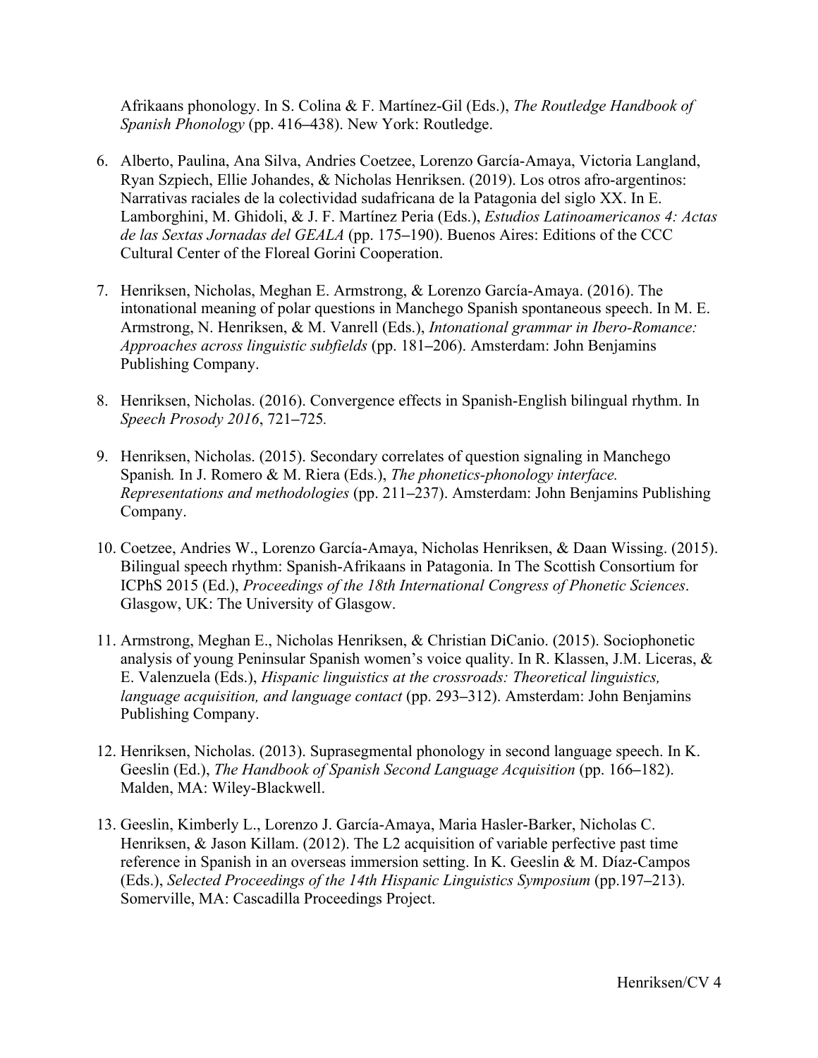Afrikaans phonology. In S. Colina & F. Martínez-Gil (Eds.), *The Routledge Handbook of Spanish Phonology* (pp. 416–438). New York: Routledge.

6. Alberto, Paulina, Ana Silva, Andries Coetzee, Lorenzo García-Amaya, Victoria Langland, Ryan Szpiech, Ellie Johandes, & Nicholas Henriksen. (2019). Los otros afro-argentinos: Narrativas raciales de la colectividad sudafricana de la Patagonia del siglo XX. In E. Lamborghini, M. Ghidoli, & J. F. Martínez Peria (Eds.), *Estudios Latinoamericanos 4: Actas de las Sextas Jornadas del GEALA* (pp. 175–190). Buenos Aires: Editions of the CCC Cultural Center of the Floreal Gorini Cooperation.

7. Henriksen, Nicholas, Meghan E. Armstrong, & Lorenzo García-Amaya. (2016). The intonational meaning of polar questions in Manchego Spanish spontaneous speech. In M. E. Armstrong, N. Henriksen, & M. Vanrell (Eds.), *Intonational grammar in Ibero-Romance: Approaches across linguistic subfields* (pp. 181–206). Amsterdam: John Benjamins Publishing Company.

8. Henriksen, Nicholas. (2016). Convergence effects in Spanish-English bilingual rhythm. In *Speech Prosody 2016*, 721–725*.*

9. Henriksen, Nicholas. (2015). Secondary correlates of question signaling in Manchego Spanish*.* In J. Romero & M. Riera (Eds.), *The phonetics-phonology interface. Representations and methodologies* (pp. 211–237). Amsterdam: John Benjamins Publishing Company.

10. Coetzee, Andries W., Lorenzo García-Amaya, Nicholas Henriksen, & Daan Wissing. (2015). Bilingual speech rhythm: Spanish-Afrikaans in Patagonia. In The Scottish Consortium for ICPhS 2015 (Ed.), *Proceedings of the 18th International Congress of Phonetic Sciences*. Glasgow, UK: The University of Glasgow.

11. Armstrong, Meghan E., Nicholas Henriksen, & Christian DiCanio. (2015). Sociophonetic analysis of young Peninsular Spanish women's voice quality. In R. Klassen, J.M. Liceras, & E. Valenzuela (Eds.), *Hispanic linguistics at the crossroads: Theoretical linguistics, language acquisition, and language contact* (pp. 293–312). Amsterdam: John Benjamins Publishing Company.

12. Henriksen, Nicholas. (2013). Suprasegmental phonology in second language speech. In K. Geeslin (Ed.), *The Handbook of Spanish Second Language Acquisition* (pp. 166–182). Malden, MA: Wiley-Blackwell.

13. Geeslin, Kimberly L., Lorenzo J. García-Amaya, Maria Hasler-Barker, Nicholas C. Henriksen, & Jason Killam. (2012). The L2 acquisition of variable perfective past time reference in Spanish in an overseas immersion setting. In K. Geeslin & M. Díaz-Campos (Eds.), *Selected Proceedings of the 14th Hispanic Linguistics Symposium* (pp.197–213). Somerville, MA: Cascadilla Proceedings Project.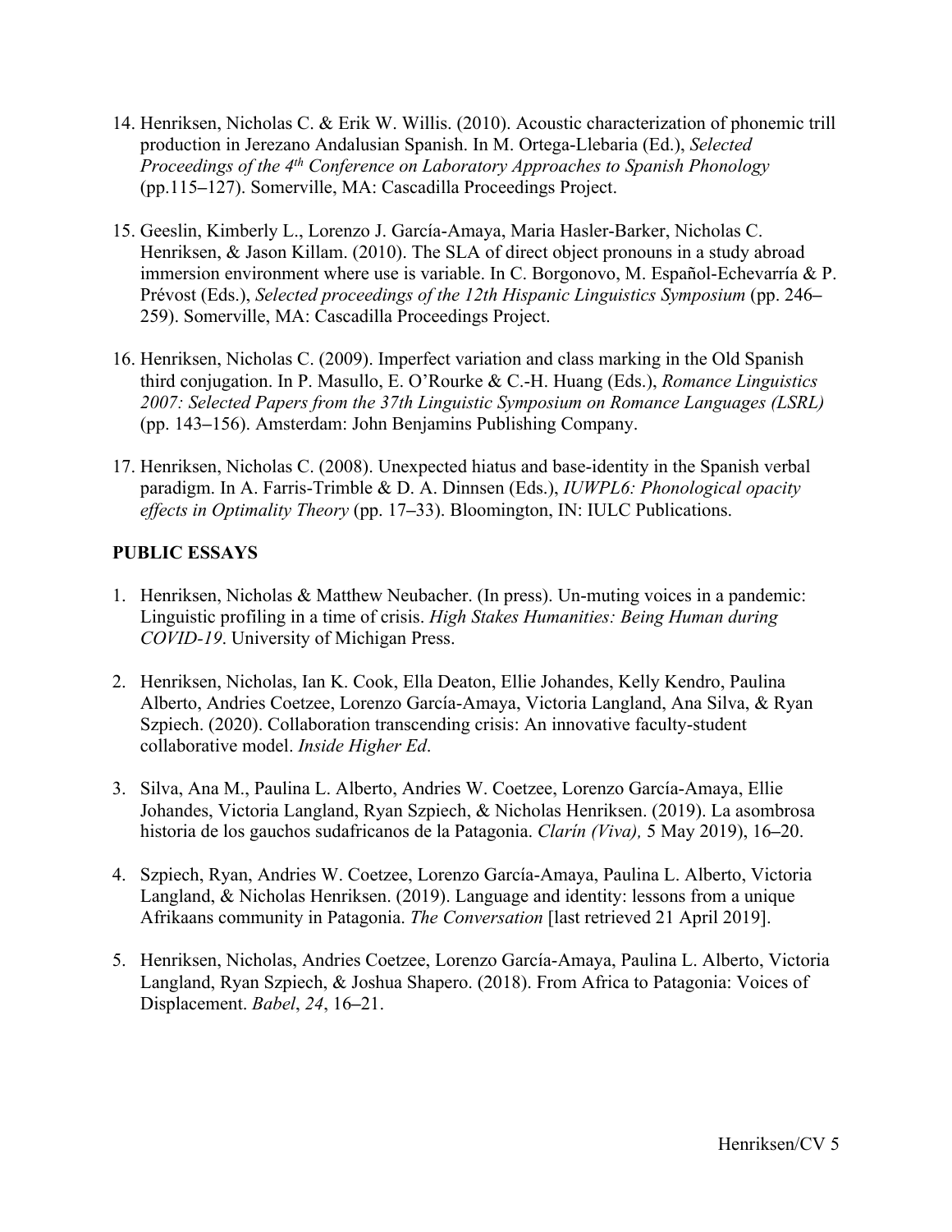14. Henriksen, Nicholas C. & Erik W. Willis. (2010). Acoustic characterization of phonemic trill production in Jerezano Andalusian Spanish. In M. Ortega-Llebaria (Ed.), *Selected Proceedings of the 4th Conference on Laboratory Approaches to Spanish Phonology* (pp.115–127). Somerville, MA: Cascadilla Proceedings Project.

15. Geeslin, Kimberly L., Lorenzo J. García-Amaya, Maria Hasler-Barker, Nicholas C. Henriksen, & Jason Killam. (2010). The SLA of direct object pronouns in a study abroad immersion environment where use is variable. In C. Borgonovo, M. Español-Echevarría & P. Prévost (Eds.), *Selected proceedings of the 12th Hispanic Linguistics Symposium* (pp. 246–259). Somerville, MA: Cascadilla Proceedings Project.

16. Henriksen, Nicholas C. (2009). Imperfect variation and class marking in the Old Spanish third conjugation. In P. Masullo, E. O'Rourke & C.-H. Huang (Eds.), *Romance Linguistics 2007: Selected Papers from the 37th Linguistic Symposium on Romance Languages (LSRL)* (pp. 143–156). Amsterdam: John Benjamins Publishing Company.

17. Henriksen, Nicholas C. (2008). Unexpected hiatus and base-identity in the Spanish verbal paradigm. In A. Farris-Trimble & D. A. Dinnsen (Eds.), *IUWPL6: Phonological opacity effects in Optimality Theory* (pp. 17–33). Bloomington, IN: IULC Publications.

**PUBLIC ESSAYS**

1. Henriksen, Nicholas & Matthew Neubacher. (In press). Un-muting voices in a pandemic: Linguistic profiling in a time of crisis. *High Stakes Humanities: Being Human during COVID-19*. University of Michigan Press.

2. Henriksen, Nicholas, Ian K. Cook, Ella Deaton, Ellie Johandes, Kelly Kendro, Paulina Alberto, Andries Coetzee, Lorenzo García-Amaya, Victoria Langland, Ana Silva, & Ryan Szpiech. (2020). Collaboration transcending crisis: An innovative faculty-student collaborative model. *Inside Higher Ed*.

3. Silva, Ana M., Paulina L. Alberto, Andries W. Coetzee, Lorenzo García-Amaya, Ellie Johandes, Victoria Langland, Ryan Szpiech, & Nicholas Henriksen. (2019). La asombrosa historia de los gauchos sudafricanos de la Patagonia. *Clarín (Viva),* 5 May 2019), 16–20.

4. Szpiech, Ryan, Andries W. Coetzee, Lorenzo García-Amaya, Paulina L. Alberto, Victoria Langland, & Nicholas Henriksen. (2019). Language and identity: lessons from a unique Afrikaans community in Patagonia. *The Conversation* [last retrieved 21 April 2019].

5. Henriksen, Nicholas, Andries Coetzee, Lorenzo García-Amaya, Paulina L. Alberto, Victoria Langland, Ryan Szpiech, & Joshua Shapero. (2018). From Africa to Patagonia: Voices of Displacement. *Babel*, *24*, 16–21.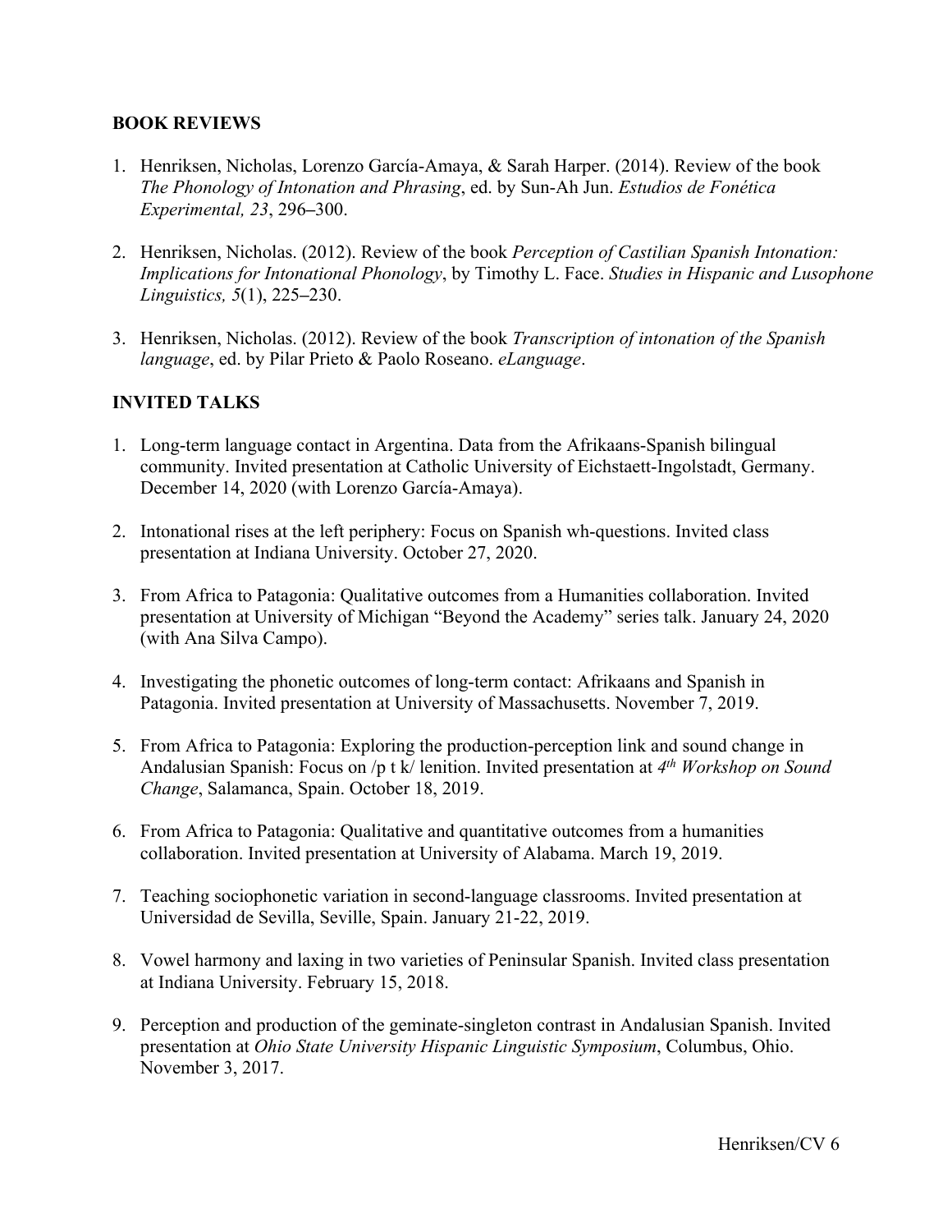## BOOK REVIEWS

1. Henriksen, Nicholas, Lorenzo García-Amaya, & Sarah Harper. (2014). Review of the book *The Phonology of Intonation and Phrasing*, ed. by Sun-Ah Jun. *Estudios de Fonética Experimental, 23*, 296–300.

2. Henriksen, Nicholas. (2012). Review of the book *Perception of Castilian Spanish Intonation: Implications for Intonational Phonology*, by Timothy L. Face. *Studies in Hispanic and Lusophone Linguistics, 5*(1), 225–230.

3. Henriksen, Nicholas. (2012). Review of the book *Transcription of intonation of the Spanish language*, ed. by Pilar Prieto & Paolo Roseano. *eLanguage*.

## INVITED TALKS

1. Long-term language contact in Argentina. Data from the Afrikaans-Spanish bilingual community. Invited presentation at Catholic University of Eichstaett-Ingolstadt, Germany. December 14, 2020 (with Lorenzo García-Amaya).

2. Intonational rises at the left periphery: Focus on Spanish wh-questions. Invited class presentation at Indiana University. October 27, 2020.

3. From Africa to Patagonia: Qualitative outcomes from a Humanities collaboration. Invited presentation at University of Michigan "Beyond the Academy" series talk. January 24, 2020 (with Ana Silva Campo).

4. Investigating the phonetic outcomes of long-term contact: Afrikaans and Spanish in Patagonia. Invited presentation at University of Massachusetts. November 7, 2019.

5. From Africa to Patagonia: Exploring the production-perception link and sound change in Andalusian Spanish: Focus on /p t k/ lenition. Invited presentation at *4th Workshop on Sound Change*, Salamanca, Spain. October 18, 2019.

6. From Africa to Patagonia: Qualitative and quantitative outcomes from a humanities collaboration. Invited presentation at University of Alabama. March 19, 2019.

7. Teaching sociophonetic variation in second-language classrooms. Invited presentation at Universidad de Sevilla, Seville, Spain. January 21-22, 2019.

8. Vowel harmony and laxing in two varieties of Peninsular Spanish. Invited class presentation at Indiana University. February 15, 2018.

9. Perception and production of the geminate-singleton contrast in Andalusian Spanish. Invited presentation at *Ohio State University Hispanic Linguistic Symposium*, Columbus, Ohio. November 3, 2017.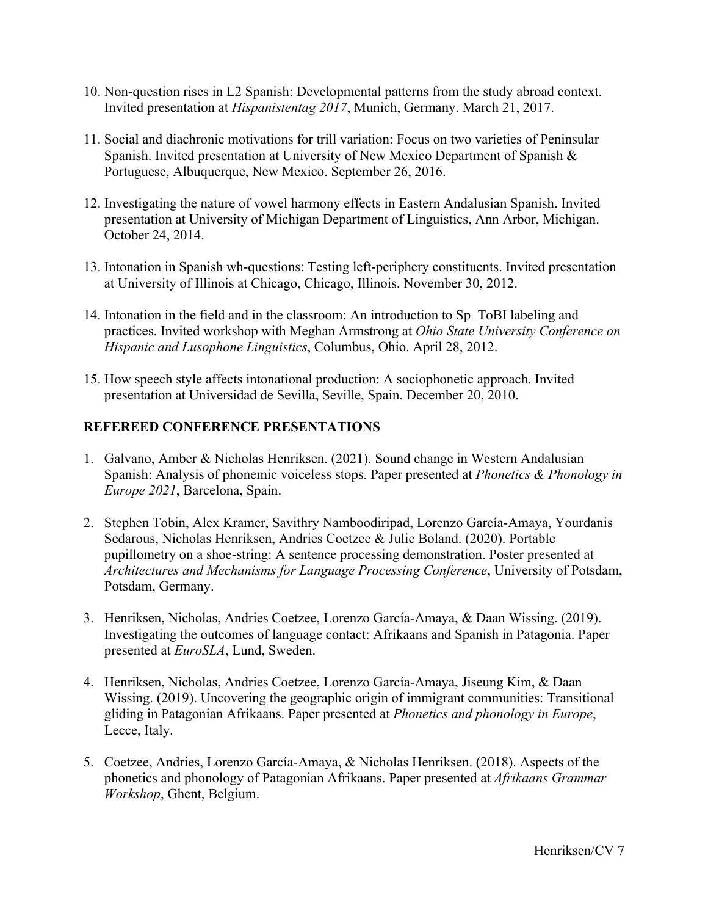10. Non-question rises in L2 Spanish: Developmental patterns from the study abroad context. Invited presentation at *Hispanistentag 2017*, Munich, Germany. March 21, 2017.

11. Social and diachronic motivations for trill variation: Focus on two varieties of Peninsular Spanish. Invited presentation at University of New Mexico Department of Spanish & Portuguese, Albuquerque, New Mexico. September 26, 2016.

12. Investigating the nature of vowel harmony effects in Eastern Andalusian Spanish. Invited presentation at University of Michigan Department of Linguistics, Ann Arbor, Michigan. October 24, 2014.

13. Intonation in Spanish wh-questions: Testing left-periphery constituents. Invited presentation at University of Illinois at Chicago, Chicago, Illinois. November 30, 2012.

14. Intonation in the field and in the classroom: An introduction to Sp_ToBI labeling and practices. Invited workshop with Meghan Armstrong at *Ohio State University Conference on Hispanic and Lusophone Linguistics*, Columbus, Ohio. April 28, 2012.

15. How speech style affects intonational production: A sociophonetic approach. Invited presentation at Universidad de Sevilla, Seville, Spain. December 20, 2010.

## REFEREED CONFERENCE PRESENTATIONS

1. Galvano, Amber & Nicholas Henriksen. (2021). Sound change in Western Andalusian Spanish: Analysis of phonemic voiceless stops. Paper presented at *Phonetics & Phonology in Europe 2021*, Barcelona, Spain.

2. Stephen Tobin, Alex Kramer, Savithry Namboodiripad, Lorenzo García-Amaya, Yourdanis Sedarous, Nicholas Henriksen, Andries Coetzee & Julie Boland. (2020). Portable pupillometry on a shoe-string: A sentence processing demonstration. Poster presented at *Architectures and Mechanisms for Language Processing Conference*, University of Potsdam, Potsdam, Germany.

3. Henriksen, Nicholas, Andries Coetzee, Lorenzo García-Amaya, & Daan Wissing. (2019). Investigating the outcomes of language contact: Afrikaans and Spanish in Patagonia. Paper presented at *EuroSLA*, Lund, Sweden.

4. Henriksen, Nicholas, Andries Coetzee, Lorenzo García-Amaya, Jiseung Kim, & Daan Wissing. (2019). Uncovering the geographic origin of immigrant communities: Transitional gliding in Patagonian Afrikaans. Paper presented at *Phonetics and phonology in Europe*, Lecce, Italy.

5. Coetzee, Andries, Lorenzo García-Amaya, & Nicholas Henriksen. (2018). Aspects of the phonetics and phonology of Patagonian Afrikaans. Paper presented at *Afrikaans Grammar Workshop*, Ghent, Belgium.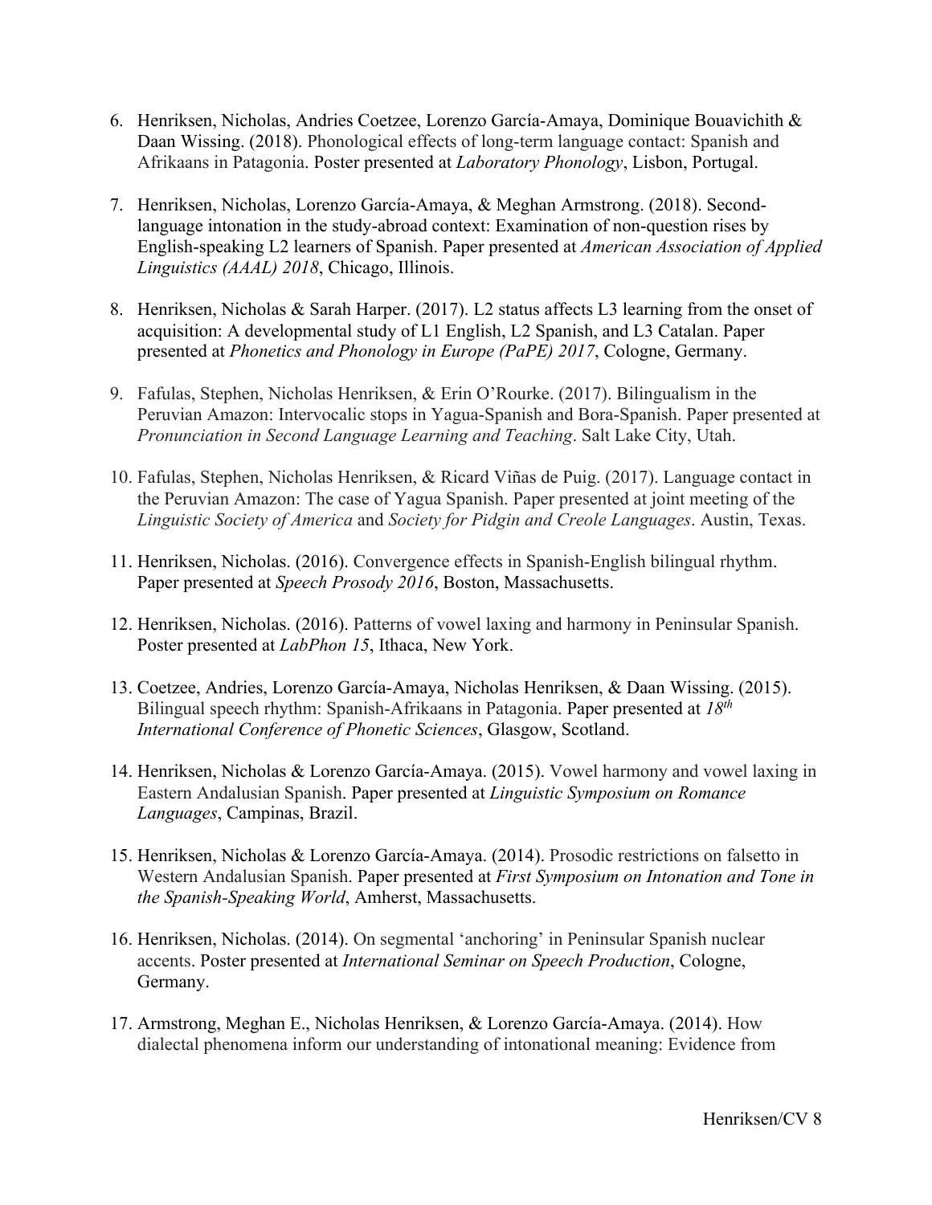6. Henriksen, Nicholas, Andries Coetzee, Lorenzo García-Amaya, Dominique Bouavichith & Daan Wissing. (2018). Phonological effects of long-term language contact: Spanish and Afrikaans in Patagonia. Poster presented at *Laboratory Phonology*, Lisbon, Portugal.

7. Henriksen, Nicholas, Lorenzo García-Amaya, & Meghan Armstrong. (2018). Second-language intonation in the study-abroad context: Examination of non-question rises by English-speaking L2 learners of Spanish. Paper presented at *American Association of Applied Linguistics (AAAL) 2018*, Chicago, Illinois.

8. Henriksen, Nicholas & Sarah Harper. (2017). L2 status affects L3 learning from the onset of acquisition: A developmental study of L1 English, L2 Spanish, and L3 Catalan. Paper presented at *Phonetics and Phonology in Europe (PaPE) 2017*, Cologne, Germany.

9. Fafulas, Stephen, Nicholas Henriksen, & Erin O'Rourke. (2017). Bilingualism in the Peruvian Amazon: Intervocalic stops in Yagua-Spanish and Bora-Spanish. Paper presented at *Pronunciation in Second Language Learning and Teaching*. Salt Lake City, Utah.

10. Fafulas, Stephen, Nicholas Henriksen, & Ricard Viñas de Puig. (2017). Language contact in the Peruvian Amazon: The case of Yagua Spanish. Paper presented at joint meeting of the *Linguistic Society of America* and *Society for Pidgin and Creole Languages*. Austin, Texas.

11. Henriksen, Nicholas. (2016). Convergence effects in Spanish-English bilingual rhythm. Paper presented at *Speech Prosody 2016*, Boston, Massachusetts.

12. Henriksen, Nicholas. (2016). Patterns of vowel laxing and harmony in Peninsular Spanish. Poster presented at *LabPhon 15*, Ithaca, New York.

13. Coetzee, Andries, Lorenzo García-Amaya, Nicholas Henriksen, & Daan Wissing. (2015). Bilingual speech rhythm: Spanish-Afrikaans in Patagonia. Paper presented at *18th International Conference of Phonetic Sciences*, Glasgow, Scotland.

14. Henriksen, Nicholas & Lorenzo García-Amaya. (2015). Vowel harmony and vowel laxing in Eastern Andalusian Spanish. Paper presented at *Linguistic Symposium on Romance Languages*, Campinas, Brazil.

15. Henriksen, Nicholas & Lorenzo García-Amaya. (2014). Prosodic restrictions on falsetto in Western Andalusian Spanish. Paper presented at *First Symposium on Intonation and Tone in the Spanish-Speaking World*, Amherst, Massachusetts.

16. Henriksen, Nicholas. (2014). On segmental 'anchoring' in Peninsular Spanish nuclear accents. Poster presented at *International Seminar on Speech Production*, Cologne, Germany.

17. Armstrong, Meghan E., Nicholas Henriksen, & Lorenzo García-Amaya. (2014). How dialectal phenomena inform our understanding of intonational meaning: Evidence from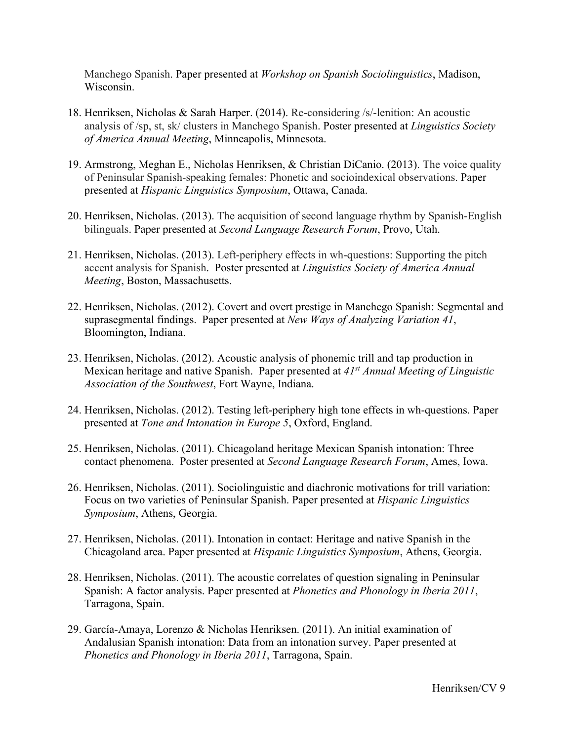Manchego Spanish. Paper presented at *Workshop on Spanish Sociolinguistics*, Madison, Wisconsin.

18. Henriksen, Nicholas & Sarah Harper. (2014). Re-considering /s/-lenition: An acoustic analysis of /sp, st, sk/ clusters in Manchego Spanish. Poster presented at *Linguistics Society of America Annual Meeting*, Minneapolis, Minnesota.

19. Armstrong, Meghan E., Nicholas Henriksen, & Christian DiCanio. (2013). The voice quality of Peninsular Spanish-speaking females: Phonetic and socioindexical observations. Paper presented at *Hispanic Linguistics Symposium*, Ottawa, Canada.

20. Henriksen, Nicholas. (2013). The acquisition of second language rhythm by Spanish-English bilinguals. Paper presented at *Second Language Research Forum*, Provo, Utah.

21. Henriksen, Nicholas. (2013). Left-periphery effects in wh-questions: Supporting the pitch accent analysis for Spanish. Poster presented at *Linguistics Society of America Annual Meeting*, Boston, Massachusetts.

22. Henriksen, Nicholas. (2012). Covert and overt prestige in Manchego Spanish: Segmental and suprasegmental findings. Paper presented at *New Ways of Analyzing Variation 41*, Bloomington, Indiana.

23. Henriksen, Nicholas. (2012). Acoustic analysis of phonemic trill and tap production in Mexican heritage and native Spanish. Paper presented at *41st Annual Meeting of Linguistic Association of the Southwest*, Fort Wayne, Indiana.

24. Henriksen, Nicholas. (2012). Testing left-periphery high tone effects in wh-questions. Paper presented at *Tone and Intonation in Europe 5*, Oxford, England.

25. Henriksen, Nicholas. (2011). Chicagoland heritage Mexican Spanish intonation: Three contact phenomena. Poster presented at *Second Language Research Forum*, Ames, Iowa.

26. Henriksen, Nicholas. (2011). Sociolinguistic and diachronic motivations for trill variation: Focus on two varieties of Peninsular Spanish. Paper presented at *Hispanic Linguistics Symposium*, Athens, Georgia.

27. Henriksen, Nicholas. (2011). Intonation in contact: Heritage and native Spanish in the Chicagoland area. Paper presented at *Hispanic Linguistics Symposium*, Athens, Georgia.

28. Henriksen, Nicholas. (2011). The acoustic correlates of question signaling in Peninsular Spanish: A factor analysis. Paper presented at *Phonetics and Phonology in Iberia 2011*, Tarragona, Spain.

29. García-Amaya, Lorenzo & Nicholas Henriksen. (2011). An initial examination of Andalusian Spanish intonation: Data from an intonation survey. Paper presented at *Phonetics and Phonology in Iberia 2011*, Tarragona, Spain.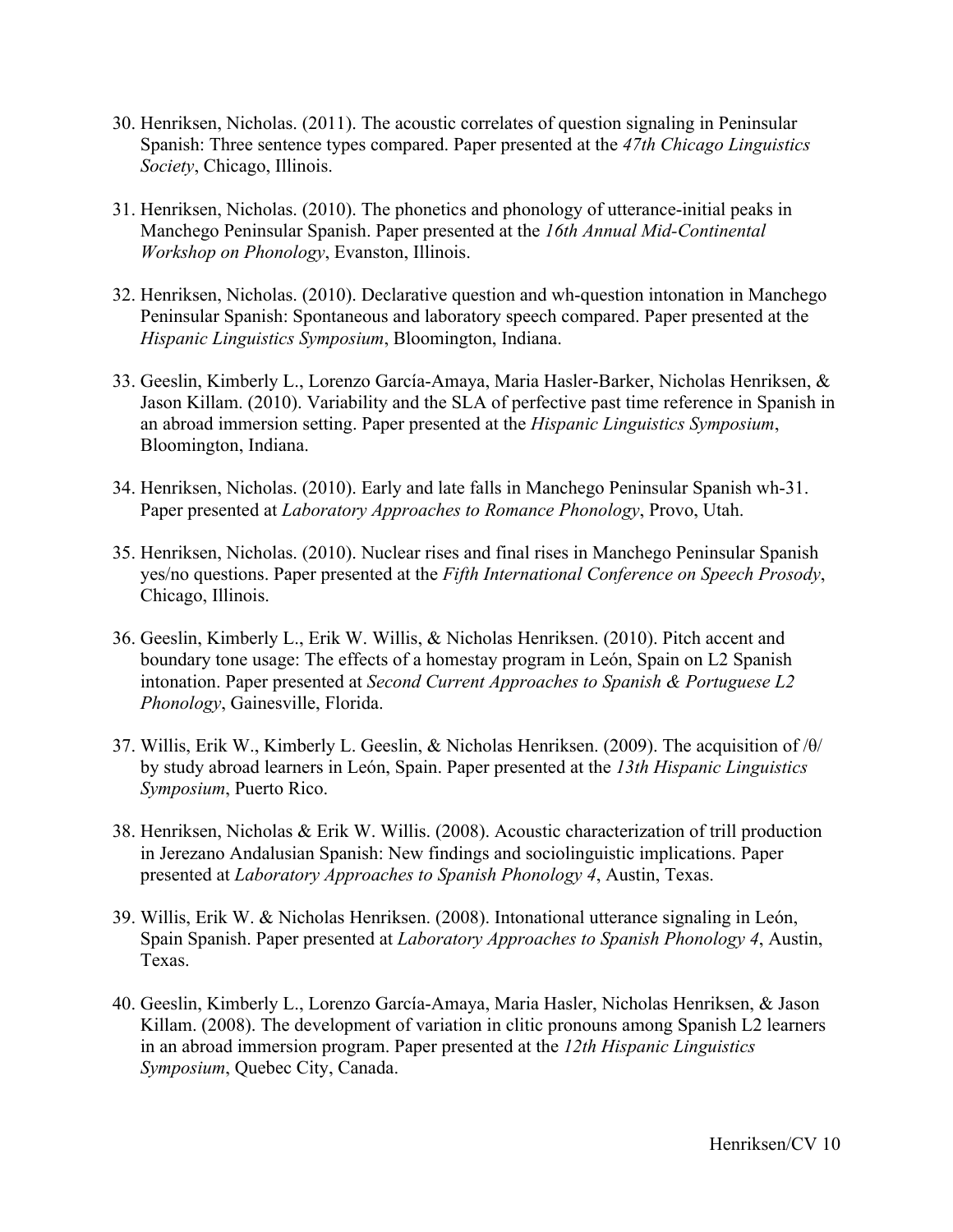30. Henriksen, Nicholas. (2011). The acoustic correlates of question signaling in Peninsular Spanish: Three sentence types compared. Paper presented at the *47th Chicago Linguistics Society*, Chicago, Illinois.

31. Henriksen, Nicholas. (2010). The phonetics and phonology of utterance-initial peaks in Manchego Peninsular Spanish. Paper presented at the *16th Annual Mid-Continental Workshop on Phonology*, Evanston, Illinois.

32. Henriksen, Nicholas. (2010). Declarative question and wh-question intonation in Manchego Peninsular Spanish: Spontaneous and laboratory speech compared. Paper presented at the *Hispanic Linguistics Symposium*, Bloomington, Indiana.

33. Geeslin, Kimberly L., Lorenzo García-Amaya, Maria Hasler-Barker, Nicholas Henriksen, & Jason Killam. (2010). Variability and the SLA of perfective past time reference in Spanish in an abroad immersion setting. Paper presented at the *Hispanic Linguistics Symposium*, Bloomington, Indiana.

34. Henriksen, Nicholas. (2010). Early and late falls in Manchego Peninsular Spanish wh-31. Paper presented at *Laboratory Approaches to Romance Phonology*, Provo, Utah.

35. Henriksen, Nicholas. (2010). Nuclear rises and final rises in Manchego Peninsular Spanish yes/no questions. Paper presented at the *Fifth International Conference on Speech Prosody*, Chicago, Illinois.

36. Geeslin, Kimberly L., Erik W. Willis, & Nicholas Henriksen. (2010). Pitch accent and boundary tone usage: The effects of a homestay program in León, Spain on L2 Spanish intonation. Paper presented at *Second Current Approaches to Spanish & Portuguese L2 Phonology*, Gainesville, Florida.

37. Willis, Erik W., Kimberly L. Geeslin, & Nicholas Henriksen. (2009). The acquisition of /θ/ by study abroad learners in León, Spain. Paper presented at the *13th Hispanic Linguistics Symposium*, Puerto Rico.

38. Henriksen, Nicholas & Erik W. Willis. (2008). Acoustic characterization of trill production in Jerezano Andalusian Spanish: New findings and sociolinguistic implications. Paper presented at *Laboratory Approaches to Spanish Phonology 4*, Austin, Texas.

39. Willis, Erik W. & Nicholas Henriksen. (2008). Intonational utterance signaling in León, Spain Spanish. Paper presented at *Laboratory Approaches to Spanish Phonology 4*, Austin, Texas.

40. Geeslin, Kimberly L., Lorenzo García-Amaya, Maria Hasler, Nicholas Henriksen, & Jason Killam. (2008). The development of variation in clitic pronouns among Spanish L2 learners in an abroad immersion program. Paper presented at the *12th Hispanic Linguistics Symposium*, Quebec City, Canada.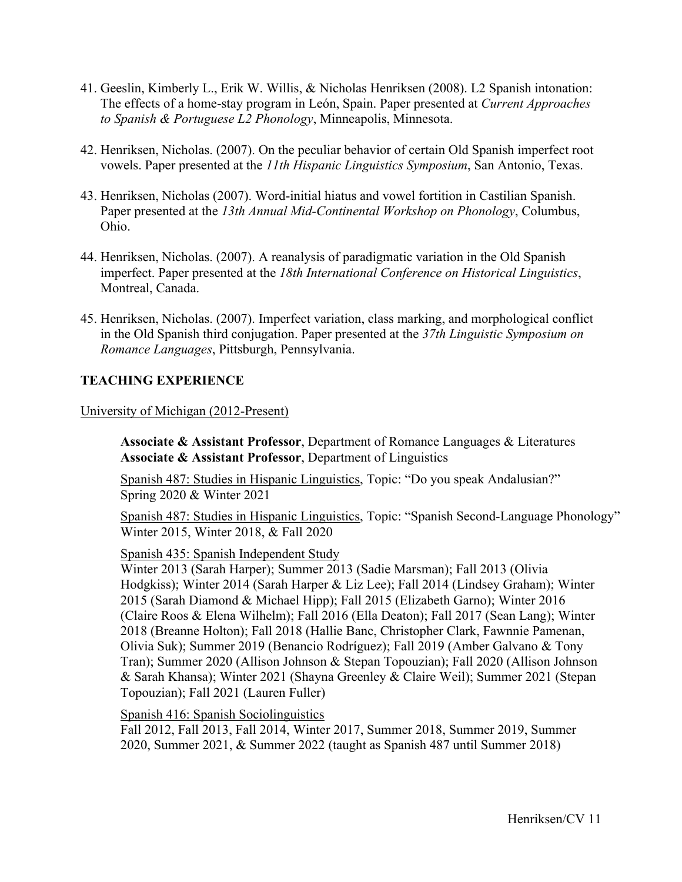41. Geeslin, Kimberly L., Erik W. Willis, & Nicholas Henriksen (2008). L2 Spanish intonation: The effects of a home-stay program in León, Spain. Paper presented at *Current Approaches to Spanish & Portuguese L2 Phonology*, Minneapolis, Minnesota.

42. Henriksen, Nicholas. (2007). On the peculiar behavior of certain Old Spanish imperfect root vowels. Paper presented at the *11th Hispanic Linguistics Symposium*, San Antonio, Texas.

43. Henriksen, Nicholas (2007). Word-initial hiatus and vowel fortition in Castilian Spanish. Paper presented at the *13th Annual Mid-Continental Workshop on Phonology*, Columbus, Ohio.

44. Henriksen, Nicholas. (2007). A reanalysis of paradigmatic variation in the Old Spanish imperfect. Paper presented at the *18th International Conference on Historical Linguistics*, Montreal, Canada.

45. Henriksen, Nicholas. (2007). Imperfect variation, class marking, and morphological conflict in the Old Spanish third conjugation. Paper presented at the *37th Linguistic Symposium on Romance Languages*, Pittsburgh, Pennsylvania.

## TEACHING EXPERIENCE

<u>University of Michigan (2012-Present)</u>

**Associate & Assistant Professor**, Department of Romance Languages & Literatures
**Associate & Assistant Professor**, Department of Linguistics

<u>Spanish 487: Studies in Hispanic Linguistics</u>, Topic: "Do you speak Andalusian?"
Spring 2020 & Winter 2021

<u>Spanish 487: Studies in Hispanic Linguistics</u>, Topic: "Spanish Second-Language Phonology"
Winter 2015, Winter 2018, & Fall 2020

<u>Spanish 435: Spanish Independent Study</u>
Winter 2013 (Sarah Harper); Summer 2013 (Sadie Marsman); Fall 2013 (Olivia Hodgkiss); Winter 2014 (Sarah Harper & Liz Lee); Fall 2014 (Lindsey Graham); Winter 2015 (Sarah Diamond & Michael Hipp); Fall 2015 (Elizabeth Garno); Winter 2016 (Claire Roos & Elena Wilhelm); Fall 2016 (Ella Deaton); Fall 2017 (Sean Lang); Winter 2018 (Breanne Holton); Fall 2018 (Hallie Banc, Christopher Clark, Fawnnie Pamenan, Olivia Suk); Summer 2019 (Benancio Rodríguez); Fall 2019 (Amber Galvano & Tony Tran); Summer 2020 (Allison Johnson & Stepan Topouzian); Fall 2020 (Allison Johnson & Sarah Khansa); Winter 2021 (Shayna Greenley & Claire Weil); Summer 2021 (Stepan Topouzian); Fall 2021 (Lauren Fuller)

<u>Spanish 416: Spanish Sociolinguistics</u>
Fall 2012, Fall 2013, Fall 2014, Winter 2017, Summer 2018, Summer 2019, Summer 2020, Summer 2021, & Summer 2022 (taught as Spanish 487 until Summer 2018)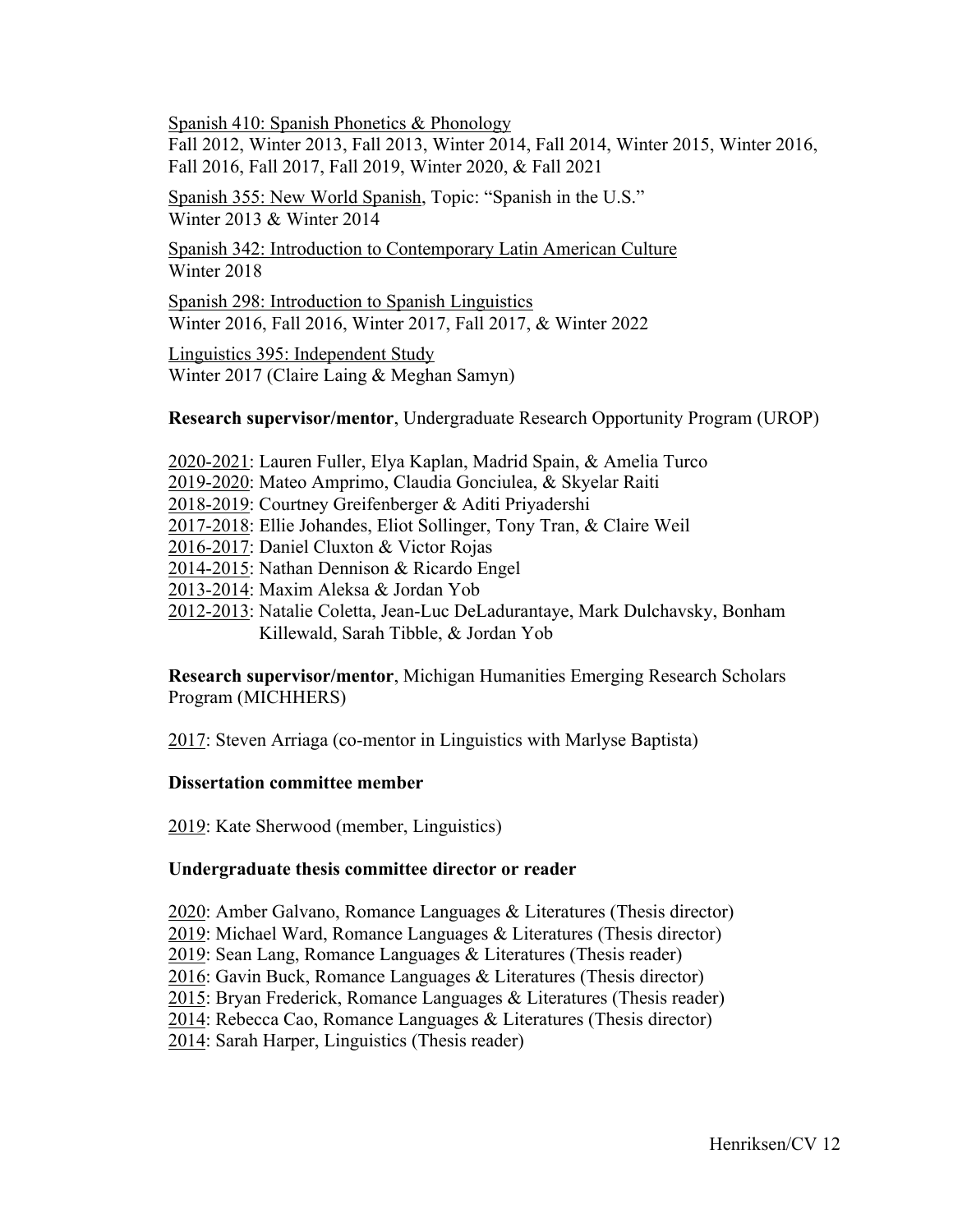Spanish 410: Spanish Phonetics & Phonology
Fall 2012, Winter 2013, Fall 2013, Winter 2014, Fall 2014, Winter 2015, Winter 2016, Fall 2016, Fall 2017, Fall 2019, Winter 2020, & Fall 2021

Spanish 355: New World Spanish, Topic: "Spanish in the U.S."
Winter 2013 & Winter 2014

Spanish 342: Introduction to Contemporary Latin American Culture
Winter 2018

Spanish 298: Introduction to Spanish Linguistics
Winter 2016, Fall 2016, Winter 2017, Fall 2017, & Winter 2022

Linguistics 395: Independent Study
Winter 2017 (Claire Laing & Meghan Samyn)

**Research supervisor/mentor**, Undergraduate Research Opportunity Program (UROP)

2020-2021: Lauren Fuller, Elya Kaplan, Madrid Spain, & Amelia Turco
2019-2020: Mateo Amprimo, Claudia Gonciulea, & Skyelar Raiti
2018-2019: Courtney Greifenberger & Aditi Priyadershi
2017-2018: Ellie Johandes, Eliot Sollinger, Tony Tran, & Claire Weil
2016-2017: Daniel Cluxton & Victor Rojas
2014-2015: Nathan Dennison & Ricardo Engel
2013-2014: Maxim Aleksa & Jordan Yob
2012-2013: Natalie Coletta, Jean-Luc DeLadurantaye, Mark Dulchavsky, Bonham Killewald, Sarah Tibble, & Jordan Yob

**Research supervisor/mentor**, Michigan Humanities Emerging Research Scholars Program (MICHHERS)

2017: Steven Arriaga (co-mentor in Linguistics with Marlyse Baptista)

**Dissertation committee member**

2019: Kate Sherwood (member, Linguistics)

**Undergraduate thesis committee director or reader**

2020: Amber Galvano, Romance Languages & Literatures (Thesis director)
2019: Michael Ward, Romance Languages & Literatures (Thesis director)
2019: Sean Lang, Romance Languages & Literatures (Thesis reader)
2016: Gavin Buck, Romance Languages & Literatures (Thesis director)
2015: Bryan Frederick, Romance Languages & Literatures (Thesis reader)
2014: Rebecca Cao, Romance Languages & Literatures (Thesis director)
2014: Sarah Harper, Linguistics (Thesis reader)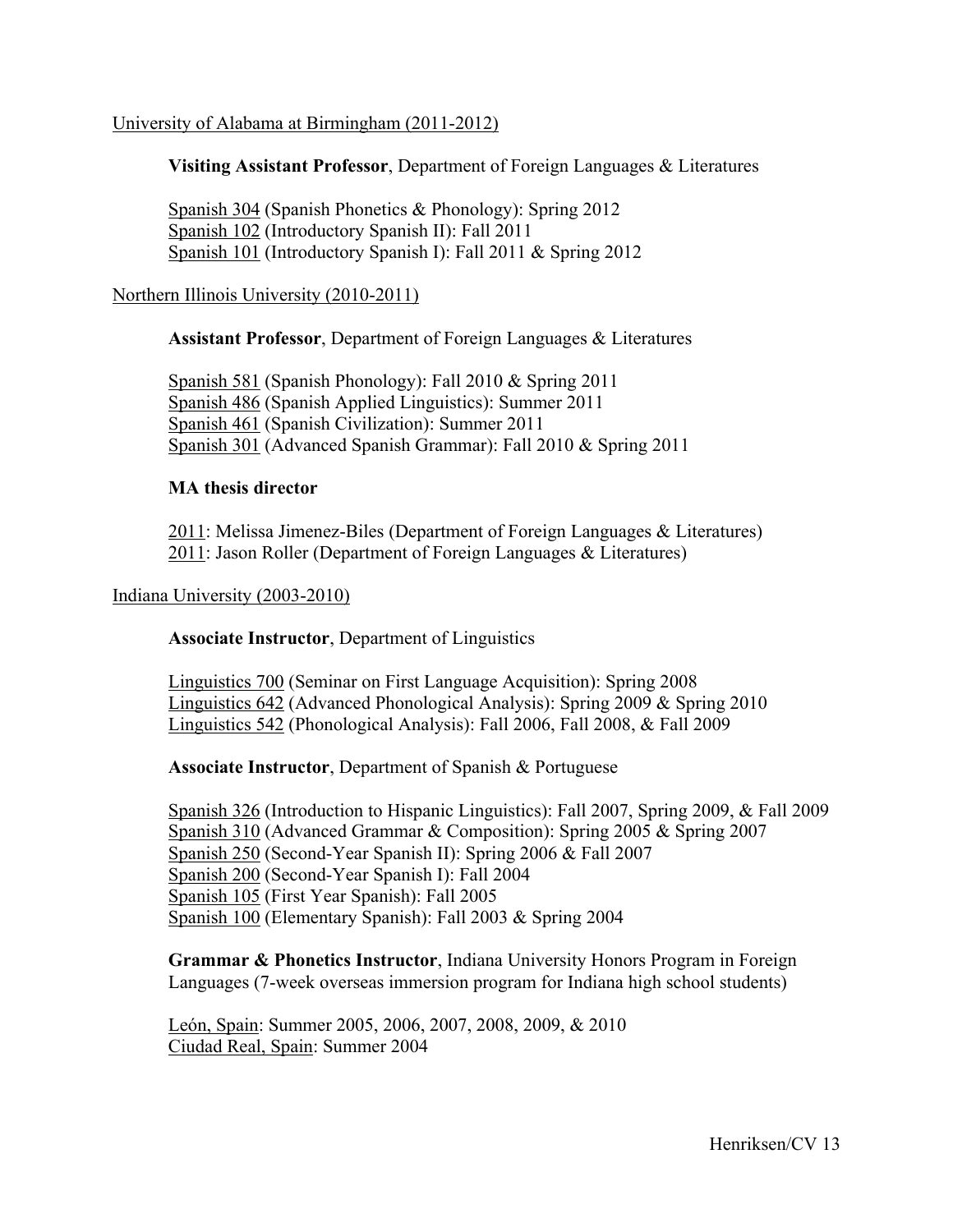University of Alabama at Birmingham (2011-2012)

**Visiting Assistant Professor**, Department of Foreign Languages & Literatures

Spanish 304 (Spanish Phonetics & Phonology): Spring 2012
Spanish 102 (Introductory Spanish II): Fall 2011
Spanish 101 (Introductory Spanish I): Fall 2011 & Spring 2012

Northern Illinois University (2010-2011)

**Assistant Professor**, Department of Foreign Languages & Literatures

Spanish 581 (Spanish Phonology): Fall 2010 & Spring 2011
Spanish 486 (Spanish Applied Linguistics): Summer 2011
Spanish 461 (Spanish Civilization): Summer 2011
Spanish 301 (Advanced Spanish Grammar): Fall 2010 & Spring 2011

**MA thesis director**

2011: Melissa Jimenez-Biles (Department of Foreign Languages & Literatures)
2011: Jason Roller (Department of Foreign Languages & Literatures)

Indiana University (2003-2010)

**Associate Instructor**, Department of Linguistics

Linguistics 700 (Seminar on First Language Acquisition): Spring 2008
Linguistics 642 (Advanced Phonological Analysis): Spring 2009 & Spring 2010
Linguistics 542 (Phonological Analysis): Fall 2006, Fall 2008, & Fall 2009

**Associate Instructor**, Department of Spanish & Portuguese

Spanish 326 (Introduction to Hispanic Linguistics): Fall 2007, Spring 2009, & Fall 2009
Spanish 310 (Advanced Grammar & Composition): Spring 2005 & Spring 2007
Spanish 250 (Second-Year Spanish II): Spring 2006 & Fall 2007
Spanish 200 (Second-Year Spanish I): Fall 2004
Spanish 105 (First Year Spanish): Fall 2005
Spanish 100 (Elementary Spanish): Fall 2003 & Spring 2004

**Grammar & Phonetics Instructor**, Indiana University Honors Program in Foreign Languages (7-week overseas immersion program for Indiana high school students)

León, Spain: Summer 2005, 2006, 2007, 2008, 2009, & 2010
Ciudad Real, Spain: Summer 2004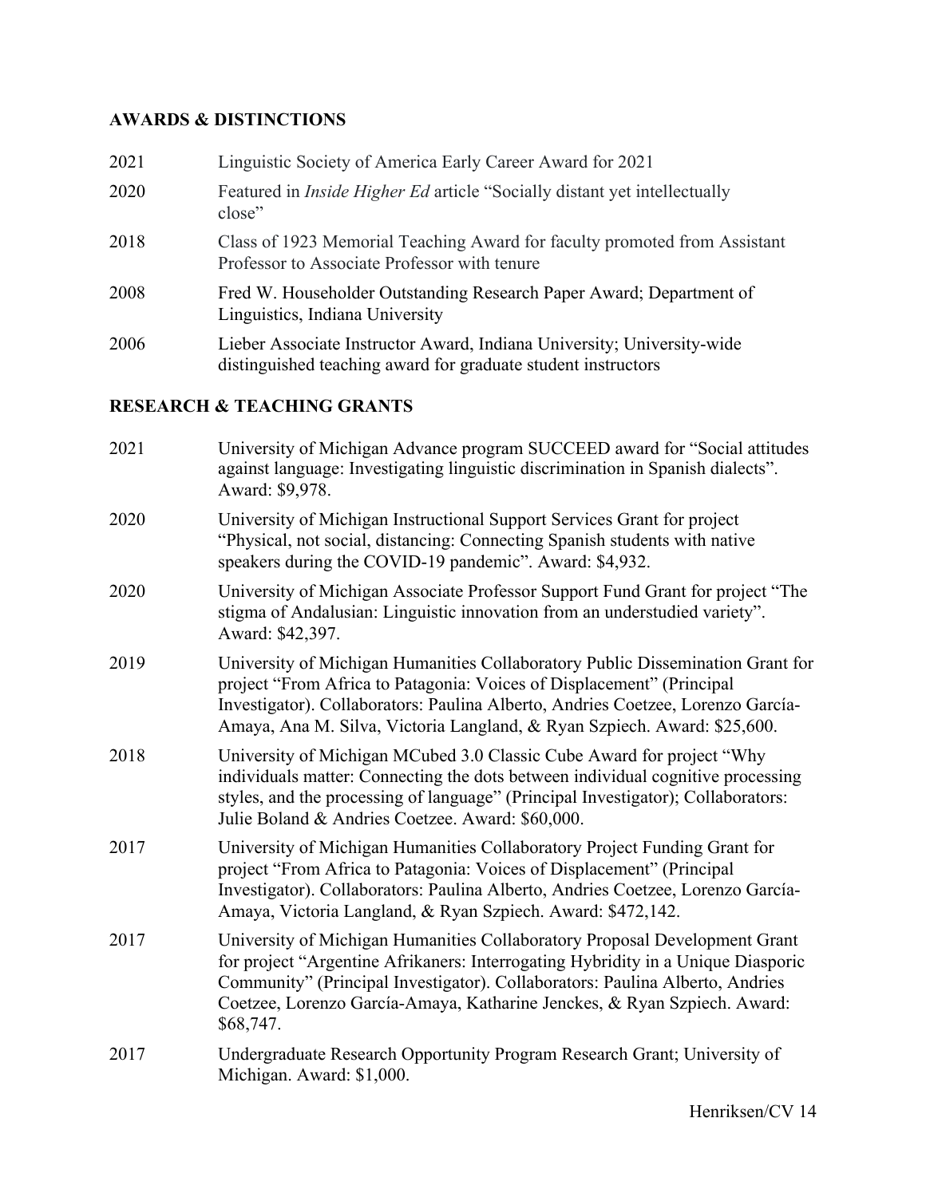## AWARDS & DISTINCTIONS

2021 Linguistic Society of America Early Career Award for 2021

2020 Featured in *Inside Higher Ed* article "Socially distant yet intellectually close"

2018 Class of 1923 Memorial Teaching Award for faculty promoted from Assistant Professor to Associate Professor with tenure

2008 Fred W. Householder Outstanding Research Paper Award; Department of Linguistics, Indiana University

2006 Lieber Associate Instructor Award, Indiana University; University-wide distinguished teaching award for graduate student instructors

## RESEARCH & TEACHING GRANTS

2021 University of Michigan Advance program SUCCEED award for "Social attitudes against language: Investigating linguistic discrimination in Spanish dialects". Award: $9,978.

2020 University of Michigan Instructional Support Services Grant for project "Physical, not social, distancing: Connecting Spanish students with native speakers during the COVID-19 pandemic". Award: $4,932.

2020 University of Michigan Associate Professor Support Fund Grant for project "The stigma of Andalusian: Linguistic innovation from an understudied variety". Award: $42,397.

2019 University of Michigan Humanities Collaboratory Public Dissemination Grant for project "From Africa to Patagonia: Voices of Displacement" (Principal Investigator). Collaborators: Paulina Alberto, Andries Coetzee, Lorenzo García-Amaya, Ana M. Silva, Victoria Langland, & Ryan Szpiech. Award: $25,600.

2018 University of Michigan MCubed 3.0 Classic Cube Award for project "Why individuals matter: Connecting the dots between individual cognitive processing styles, and the processing of language" (Principal Investigator); Collaborators: Julie Boland & Andries Coetzee. Award: $60,000.

2017 University of Michigan Humanities Collaboratory Project Funding Grant for project "From Africa to Patagonia: Voices of Displacement" (Principal Investigator). Collaborators: Paulina Alberto, Andries Coetzee, Lorenzo García-Amaya, Victoria Langland, & Ryan Szpiech. Award: $472,142.

2017 University of Michigan Humanities Collaboratory Proposal Development Grant for project "Argentine Afrikaners: Interrogating Hybridity in a Unique Diasporic Community" (Principal Investigator). Collaborators: Paulina Alberto, Andries Coetzee, Lorenzo García-Amaya, Katharine Jenckes, & Ryan Szpiech. Award: $68,747.

2017 Undergraduate Research Opportunity Program Research Grant; University of Michigan. Award: $1,000.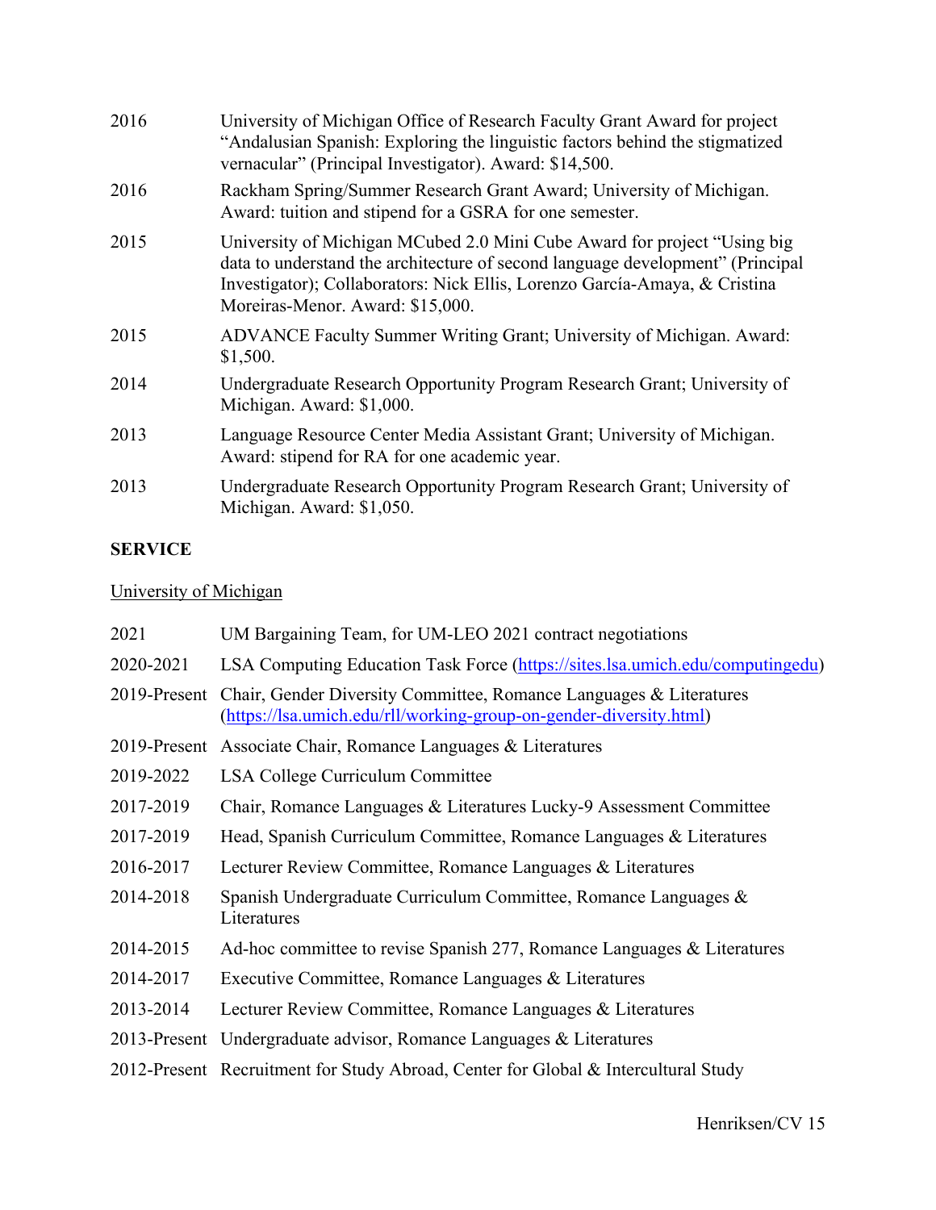2016 University of Michigan Office of Research Faculty Grant Award for project "Andalusian Spanish: Exploring the linguistic factors behind the stigmatized vernacular" (Principal Investigator). Award: $14,500.

2016 Rackham Spring/Summer Research Grant Award; University of Michigan. Award: tuition and stipend for a GSRA for one semester.

2015 University of Michigan MCubed 2.0 Mini Cube Award for project "Using big data to understand the architecture of second language development" (Principal Investigator); Collaborators: Nick Ellis, Lorenzo García-Amaya, & Cristina Moreiras-Menor. Award: $15,000.

2015 ADVANCE Faculty Summer Writing Grant; University of Michigan. Award: $1,500.

2014 Undergraduate Research Opportunity Program Research Grant; University of Michigan. Award: $1,000.

2013 Language Resource Center Media Assistant Grant; University of Michigan. Award: stipend for RA for one academic year.

2013 Undergraduate Research Opportunity Program Research Grant; University of Michigan. Award: $1,050.

## SERVICE

University of Michigan

2021 UM Bargaining Team, for UM-LEO 2021 contract negotiations

2020-2021 LSA Computing Education Task Force (https://sites.lsa.umich.edu/computingedu)

2019-Present Chair, Gender Diversity Committee, Romance Languages & Literatures (https://lsa.umich.edu/rll/working-group-on-gender-diversity.html)

2019-Present Associate Chair, Romance Languages & Literatures

2019-2022 LSA College Curriculum Committee

2017-2019 Chair, Romance Languages & Literatures Lucky-9 Assessment Committee

2017-2019 Head, Spanish Curriculum Committee, Romance Languages & Literatures

2016-2017 Lecturer Review Committee, Romance Languages & Literatures

2014-2018 Spanish Undergraduate Curriculum Committee, Romance Languages & Literatures

2014-2015 Ad-hoc committee to revise Spanish 277, Romance Languages & Literatures

2014-2017 Executive Committee, Romance Languages & Literatures

2013-2014 Lecturer Review Committee, Romance Languages & Literatures

2013-Present Undergraduate advisor, Romance Languages & Literatures

2012-Present Recruitment for Study Abroad, Center for Global & Intercultural Study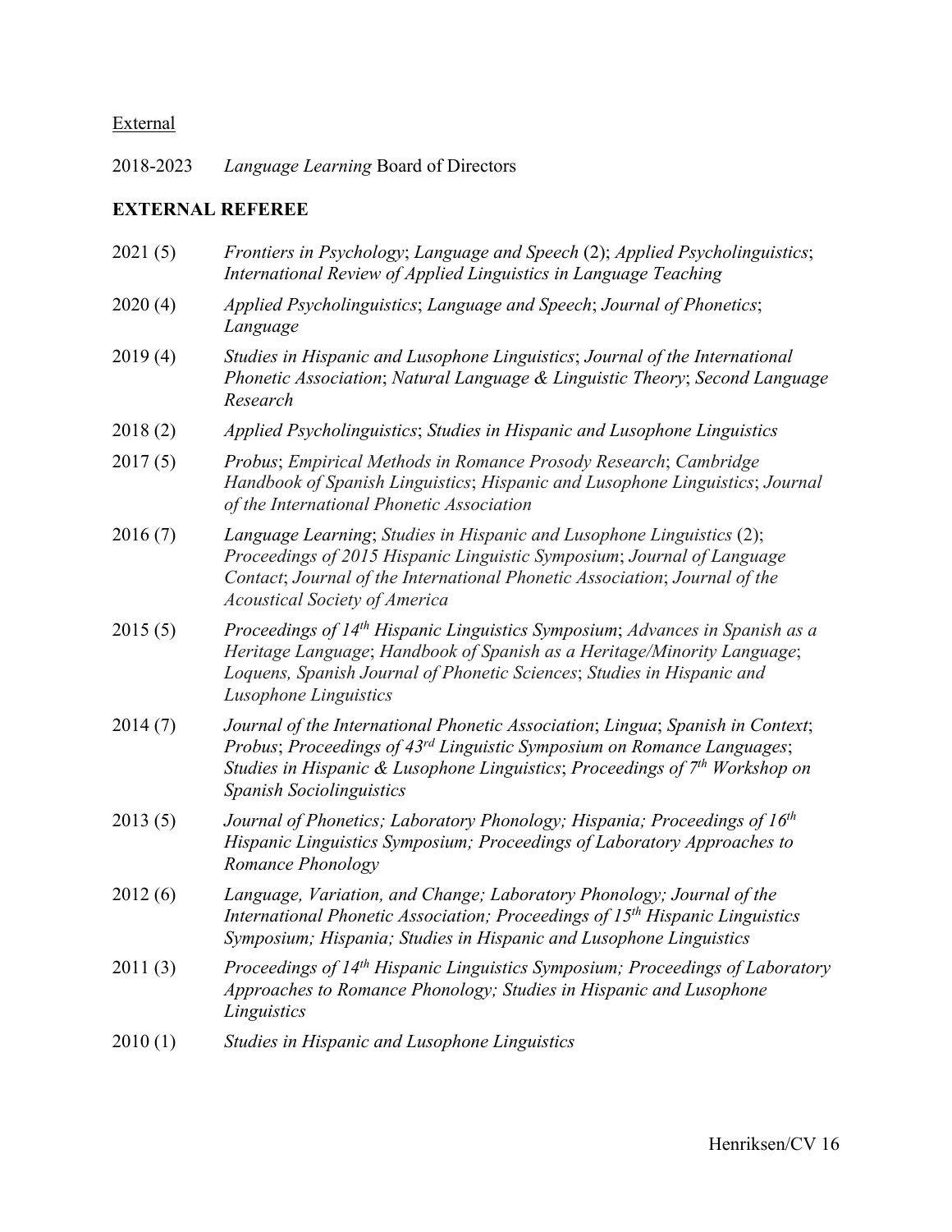External

2018-2023 *Language Learning* Board of Directors

**EXTERNAL REFEREE**

2021 (5) *Frontiers in Psychology*; *Language and Speech* (2); *Applied Psycholinguistics*; *International Review of Applied Linguistics in Language Teaching*

2020 (4) *Applied Psycholinguistics*; *Language and Speech*; *Journal of Phonetics*; *Language*

2019 (4) *Studies in Hispanic and Lusophone Linguistics*; *Journal of the International Phonetic Association*; *Natural Language & Linguistic Theory*; *Second Language Research*

2018 (2) *Applied Psycholinguistics*; *Studies in Hispanic and Lusophone Linguistics*

2017 (5) *Probus*; *Empirical Methods in Romance Prosody Research*; *Cambridge Handbook of Spanish Linguistics*; *Hispanic and Lusophone Linguistics*; *Journal of the International Phonetic Association*

2016 (7) *Language Learning*; *Studies in Hispanic and Lusophone Linguistics* (2); *Proceedings of 2015 Hispanic Linguistic Symposium*; *Journal of Language Contact*; *Journal of the International Phonetic Association*; *Journal of the Acoustical Society of America*

2015 (5) *Proceedings of 14th Hispanic Linguistics Symposium*; *Advances in Spanish as a Heritage Language*; *Handbook of Spanish as a Heritage/Minority Language*; *Loquens, Spanish Journal of Phonetic Sciences*; *Studies in Hispanic and Lusophone Linguistics*

2014 (7) *Journal of the International Phonetic Association*; *Lingua*; *Spanish in Context*; *Probus*; *Proceedings of 43rd Linguistic Symposium on Romance Languages*; *Studies in Hispanic & Lusophone Linguistics*; *Proceedings of 7th Workshop on Spanish Sociolinguistics*

2013 (5) *Journal of Phonetics; Laboratory Phonology; Hispania; Proceedings of 16th Hispanic Linguistics Symposium; Proceedings of Laboratory Approaches to Romance Phonology*

2012 (6) *Language, Variation, and Change; Laboratory Phonology; Journal of the International Phonetic Association; Proceedings of 15th Hispanic Linguistics Symposium; Hispania; Studies in Hispanic and Lusophone Linguistics*

2011 (3) *Proceedings of 14th Hispanic Linguistics Symposium; Proceedings of Laboratory Approaches to Romance Phonology; Studies in Hispanic and Lusophone Linguistics*

2010 (1) *Studies in Hispanic and Lusophone Linguistics*